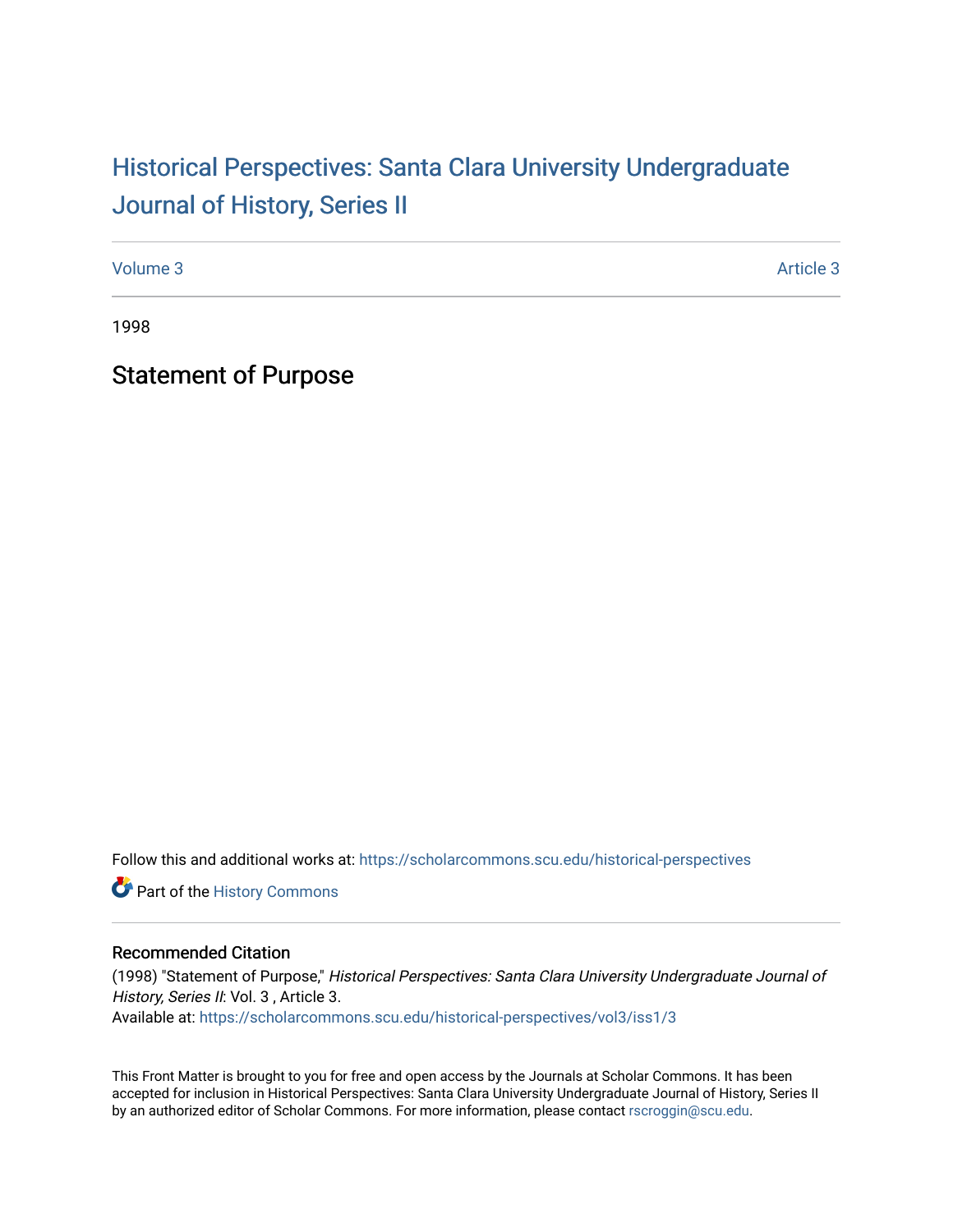# Historical Perspectives: Santa Clara University Undergraduate Journal of History, Series II

Volume 3 Article 3

1998

## Statement of Purpose

Follow this and additional works at: https://scholarcommons.scu.edu/historical-perspectives

Part of the History Commons

### Recommended Citation

(1998) "Statement of Purpose," *Historical Perspectives: Santa Clara University Undergraduate Journal of History, Series II*: Vol. 3 , Article 3.
Available at: https://scholarcommons.scu.edu/historical-perspectives/vol3/iss1/3

This Front Matter is brought to you for free and open access by the Journals at Scholar Commons. It has been accepted for inclusion in Historical Perspectives: Santa Clara University Undergraduate Journal of History, Series II by an authorized editor of Scholar Commons. For more information, please contact rscroggin@scu.edu.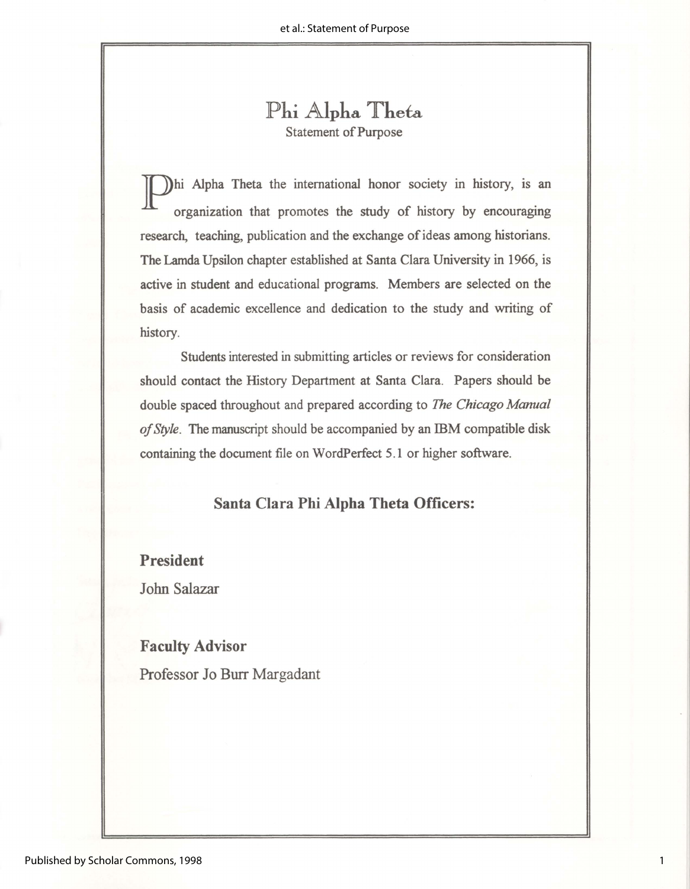# Phi Alpha Theta

Statement of Purpose

Phi Alpha Theta the international honor society in history, is an organization that promotes the study of history by encouraging research, teaching, publication and the exchange of ideas among historians. The Lamda Upsilon chapter established at Santa Clara University in 1966, is active in student and educational programs. Members are selected on the basis of academic excellence and dedication to the study and writing of history.

Students interested in submitting articles or reviews for consideration should contact the History Department at Santa Clara. Papers should be double spaced throughout and prepared according to *The Chicago Manual of Style*. The manuscript should be accompanied by an IBM compatible disk containing the document file on WordPerfect 5.1 or higher software.

## Santa Clara Phi Alpha Theta Officers:

**President**

John Salazar

**Faculty Advisor**

Professor Jo Burr Margadant